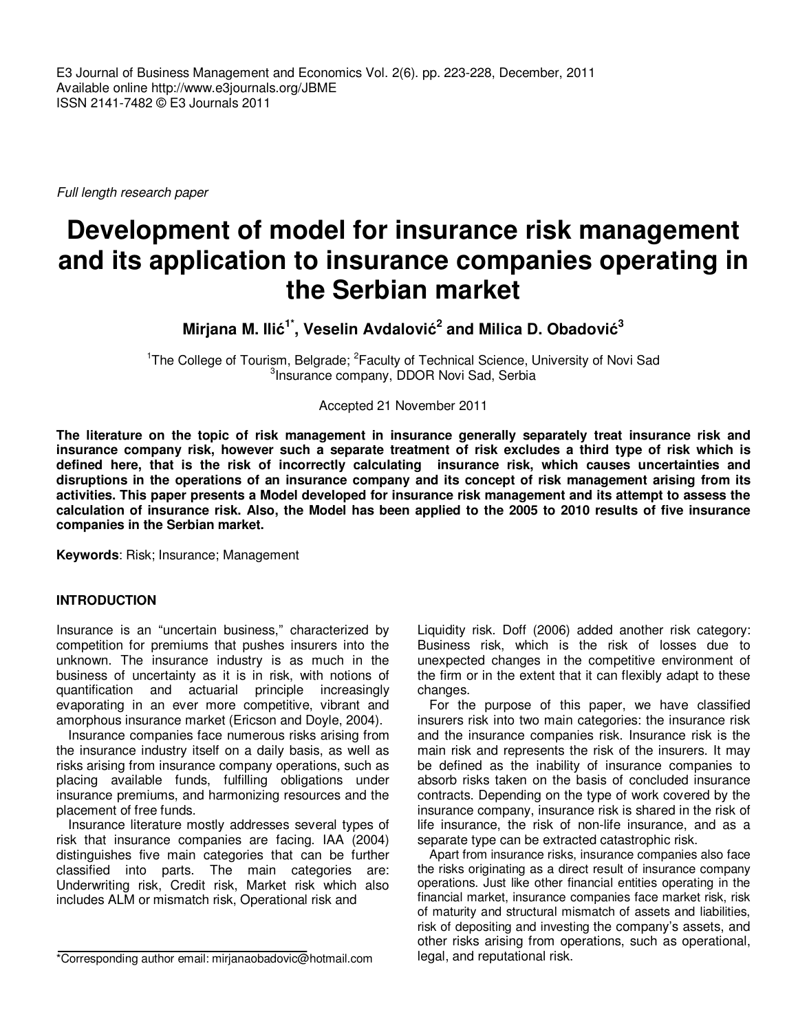*Full length research paper*

# Development of model for insurance risk management and its application to insurance companies operating in the Serbian market

**Mirjana M. Ilić[1*], Veselin Avdalović[2] and Milica D. Obadović[3]**

[1]The College of Tourism, Belgrade; [2]Faculty of Technical Science, University of Novi Sad
[3]Insurance company, DDOR Novi Sad, Serbia

Accepted 21 November 2011

**The literature on the topic of risk management in insurance generally separately treat insurance risk and insurance company risk, however such a separate treatment of risk excludes a third type of risk which is defined here, that is the risk of incorrectly calculating insurance risk, which causes uncertainties and disruptions in the operations of an insurance company and its concept of risk management arising from its activities. This paper presents a Model developed for insurance risk management and its attempt to assess the calculation of insurance risk. Also, the Model has been applied to the 2005 to 2010 results of five insurance companies in the Serbian market.**

**Keywords**: Risk; Insurance; Management

## INTRODUCTION

Insurance is an "uncertain business," characterized by competition for premiums that pushes insurers into the unknown. The insurance industry is as much in the business of uncertainty as it is in risk, with notions of quantification and actuarial principle increasingly evaporating in an ever more competitive, vibrant and amorphous insurance market (Ericson and Doyle, 2004).

Insurance companies face numerous risks arising from the insurance industry itself on a daily basis, as well as risks arising from insurance company operations, such as placing available funds, fulfilling obligations under insurance premiums, and harmonizing resources and the placement of free funds.

Insurance literature mostly addresses several types of risk that insurance companies are facing. IAA (2004) distinguishes five main categories that can be further classified into parts. The main categories are: Underwriting risk, Credit risk, Market risk which also includes ALM or mismatch risk, Operational risk and Liquidity risk. Doff (2006) added another risk category: Business risk, which is the risk of losses due to unexpected changes in the competitive environment of the firm or in the extent that it can flexibly adapt to these changes.

For the purpose of this paper, we have classified insurers risk into two main categories: the insurance risk and the insurance companies risk. Insurance risk is the main risk and represents the risk of the insurers. It may be defined as the inability of insurance companies to absorb risks taken on the basis of concluded insurance contracts. Depending on the type of work covered by the insurance company, insurance risk is shared in the risk of life insurance, the risk of non-life insurance, and as a separate type can be extracted catastrophic risk.

Apart from insurance risks, insurance companies also face the risks originating as a direct result of insurance company operations. Just like other financial entities operating in the financial market, insurance companies face market risk, risk of maturity and structural mismatch of assets and liabilities, risk of depositing and investing the company's assets, and other risks arising from operations, such as operational, legal, and reputational risk.

*Corresponding author email: mirjanaobadovic@hotmail.com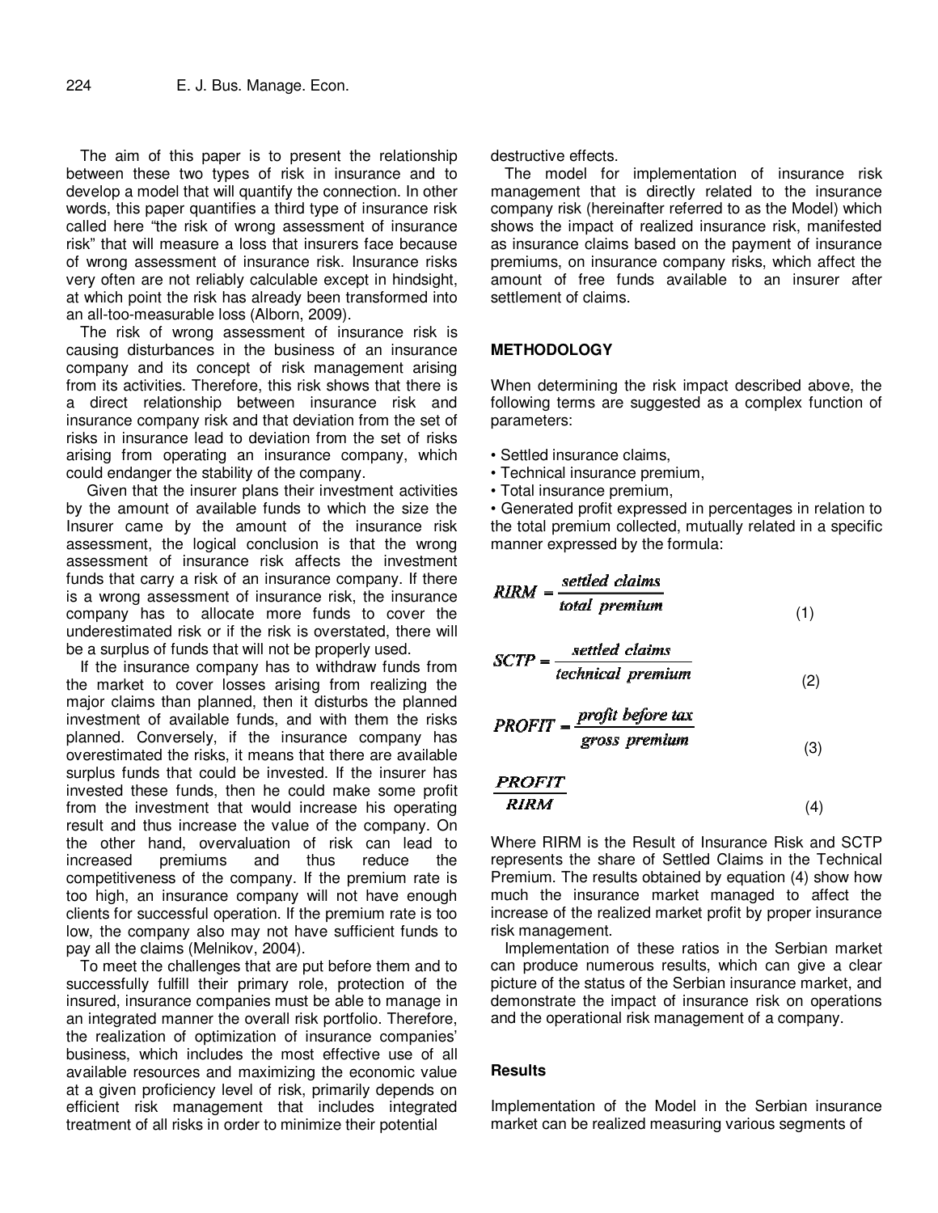The aim of this paper is to present the relationship between these two types of risk in insurance and to develop a model that will quantify the connection. In other words, this paper quantifies a third type of insurance risk called here "the risk of wrong assessment of insurance risk" that will measure a loss that insurers face because of wrong assessment of insurance risk. Insurance risks very often are not reliably calculable except in hindsight, at which point the risk has already been transformed into an all-too-measurable loss (Alborn, 2009).

The risk of wrong assessment of insurance risk is causing disturbances in the business of an insurance company and its concept of risk management arising from its activities. Therefore, this risk shows that there is a direct relationship between insurance risk and insurance company risk and that deviation from the set of risks in insurance lead to deviation from the set of risks arising from operating an insurance company, which could endanger the stability of the company.

Given that the insurer plans their investment activities by the amount of available funds to which the size the Insurer came by the amount of the insurance risk assessment, the logical conclusion is that the wrong assessment of insurance risk affects the investment funds that carry a risk of an insurance company. If there is a wrong assessment of insurance risk, the insurance company has to allocate more funds to cover the underestimated risk or if the risk is overstated, there will be a surplus of funds that will not be properly used.

If the insurance company has to withdraw funds from the market to cover losses arising from realizing the major claims than planned, then it disturbs the planned investment of available funds, and with them the risks planned. Conversely, if the insurance company has overestimated the risks, it means that there are available surplus funds that could be invested. If the insurer has invested these funds, then he could make some profit from the investment that would increase his operating result and thus increase the value of the company. On the other hand, overvaluation of risk can lead to increased premiums and thus reduce the competitiveness of the company. If the premium rate is too high, an insurance company will not have enough clients for successful operation. If the premium rate is too low, the company also may not have sufficient funds to pay all the claims (Melnikov, 2004).

To meet the challenges that are put before them and to successfully fulfill their primary role, protection of the insured, insurance companies must be able to manage in an integrated manner the overall risk portfolio. Therefore, the realization of optimization of insurance companies' business, which includes the most effective use of all available resources and maximizing the economic value at a given proficiency level of risk, primarily depends on efficient risk management that includes integrated treatment of all risks in order to minimize their potential destructive effects.

The model for implementation of insurance risk management that is directly related to the insurance company risk (hereinafter referred to as the Model) which shows the impact of realized insurance risk, manifested as insurance claims based on the payment of insurance premiums, on insurance company risks, which affect the amount of free funds available to an insurer after settlement of claims.

## METHODOLOGY

When determining the risk impact described above, the following terms are suggested as a complex function of parameters:

- Settled insurance claims,
- Technical insurance premium,
- Total insurance premium,
- Generated profit expressed in percentages in relation to the total premium collected, mutually related in a specific manner expressed by the formula:

$$RIRM = \frac{settled\ claims}{total\ premium} \tag{1}$$

$$SCTP = \frac{settled\ claims}{technical\ premium} \tag{2}$$

$$PROFIT = \frac{profit\ before\ tax}{gross\ premium} \tag{3}$$

$$\frac{PROFIT}{RIRM} \tag{4}$$

Where RIRM is the Result of Insurance Risk and SCTP represents the share of Settled Claims in the Technical Premium. The results obtained by equation (4) show how much the insurance market managed to affect the increase of the realized market profit by proper insurance risk management.

Implementation of these ratios in the Serbian market can produce numerous results, which can give a clear picture of the status of the Serbian insurance market, and demonstrate the impact of insurance risk on operations and the operational risk management of a company.

### Results

Implementation of the Model in the Serbian insurance market can be realized measuring various segments of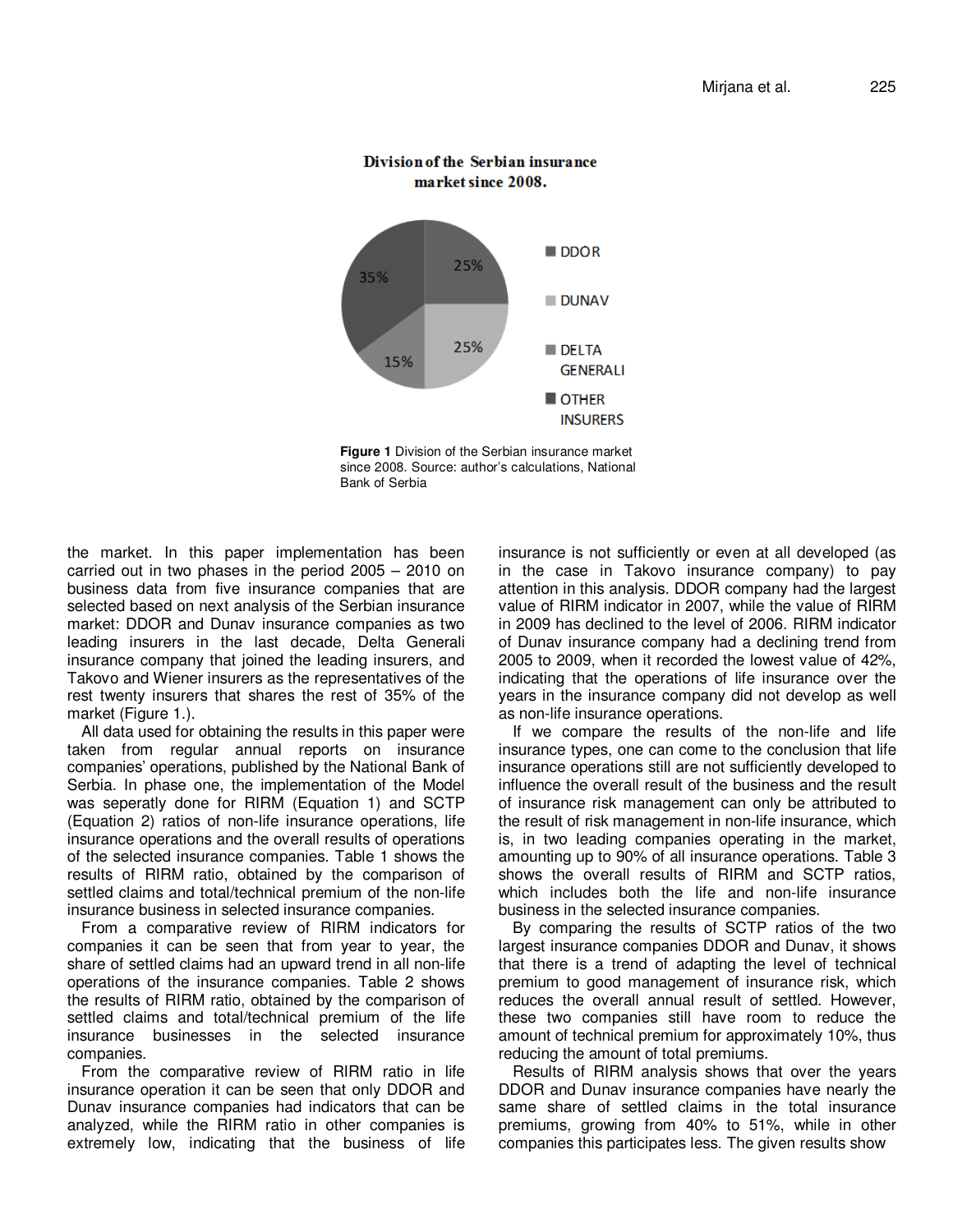**Figure 1** Division of the Serbian insurance market since 2008. Source: author's calculations, National Bank of Serbia

the market. In this paper implementation has been carried out in two phases in the period 2005 – 2010 on business data from five insurance companies that are selected based on next analysis of the Serbian insurance market: DDOR and Dunav insurance companies as two leading insurers in the last decade, Delta Generali insurance company that joined the leading insurers, and Takovo and Wiener insurers as the representatives of the rest twenty insurers that shares the rest of 35% of the market (Figure 1.).

All data used for obtaining the results in this paper were taken from regular annual reports on insurance companies' operations, published by the National Bank of Serbia. In phase one, the implementation of the Model was seperatly done for RIRM (Equation 1) and SCTP (Equation 2) ratios of non-life insurance operations, life insurance operations and the overall results of operations of the selected insurance companies. Table 1 shows the results of RIRM ratio, obtained by the comparison of settled claims and total/technical premium of the non-life insurance business in selected insurance companies.

From a comparative review of RIRM indicators for companies it can be seen that from year to year, the share of settled claims had an upward trend in all non-life operations of the insurance companies. Table 2 shows the results of RIRM ratio, obtained by the comparison of settled claims and total/technical premium of the life insurance businesses in the selected insurance companies.

From the comparative review of RIRM ratio in life insurance operation it can be seen that only DDOR and Dunav insurance companies had indicators that can be analyzed, while the RIRM ratio in other companies is extremely low, indicating that the business of life insurance is not sufficiently or even at all developed (as in the case in Takovo insurance company) to pay attention in this analysis. DDOR company had the largest value of RIRM indicator in 2007, while the value of RIRM in 2009 has declined to the level of 2006. RIRM indicator of Dunav insurance company had a declining trend from 2005 to 2009, when it recorded the lowest value of 42%, indicating that the operations of life insurance over the years in the insurance company did not develop as well as non-life insurance operations.

If we compare the results of the non-life and life insurance types, one can come to the conclusion that life insurance operations still are not sufficiently developed to influence the overall result of the business and the result of insurance risk management can only be attributed to the result of risk management in non-life insurance, which is, in two leading companies operating in the market, amounting up to 90% of all insurance operations. Table 3 shows the overall results of RIRM and SCTP ratios, which includes both the life and non-life insurance business in the selected insurance companies.

By comparing the results of SCTP ratios of the two largest insurance companies DDOR and Dunav, it shows that there is a trend of adapting the level of technical premium to good management of insurance risk, which reduces the overall annual result of settled. However, these two companies still have room to reduce the amount of technical premium for approximately 10%, thus reducing the amount of total premiums.

Results of RIRM analysis shows that over the years DDOR and Dunav insurance companies have nearly the same share of settled claims in the total insurance premiums, growing from 40% to 51%, while in other companies this participates less. The given results show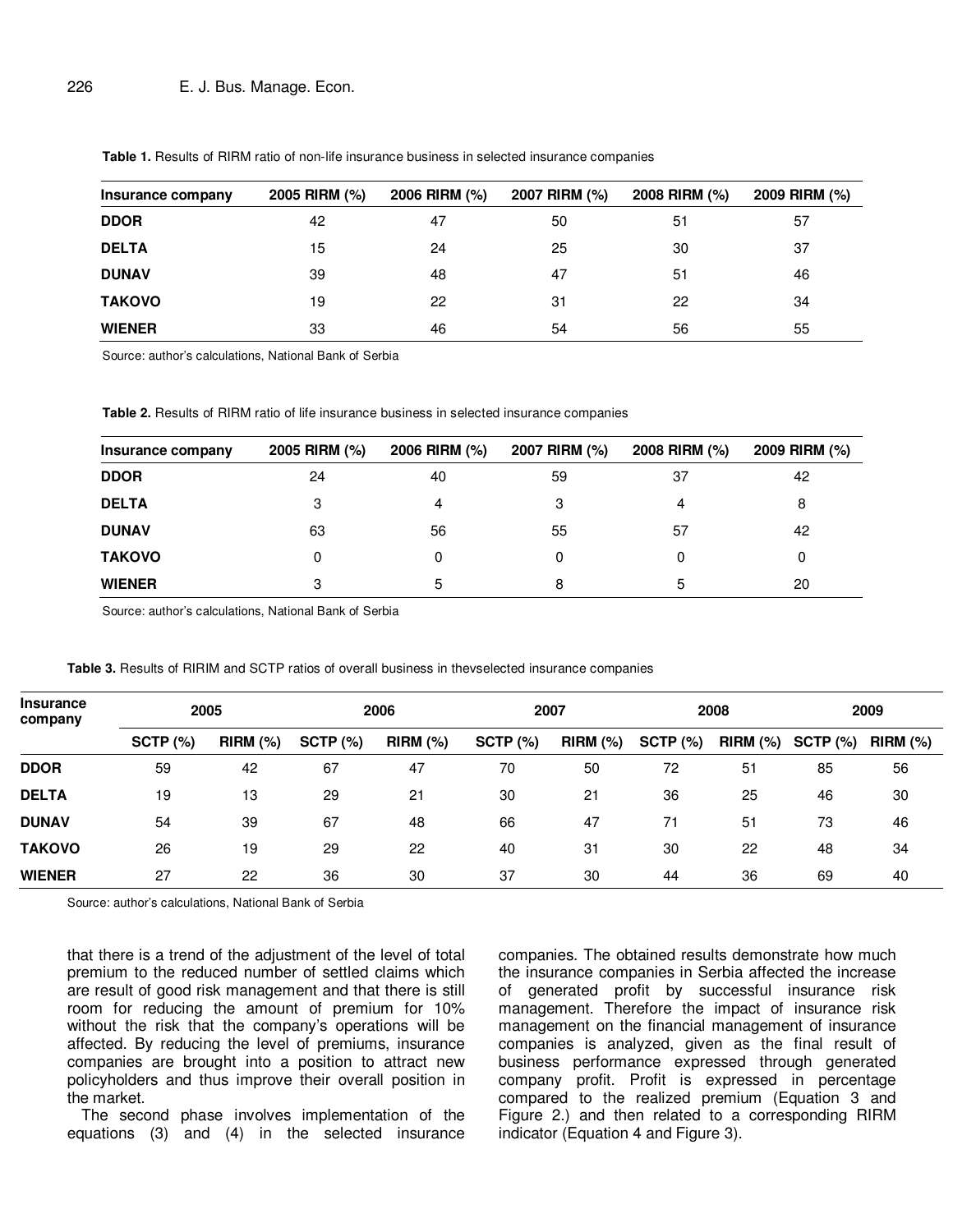**Table 1.** Results of RIRM ratio of non-life insurance business in selected insurance companies

| Insurance company | 2005 RIRM (%) | 2006 RIRM (%) | 2007 RIRM (%) | 2008 RIRM (%) | 2009 RIRM (%) |
|---|---|---|---|---|---|
| DDOR | 42 | 47 | 50 | 51 | 57 |
| DELTA | 15 | 24 | 25 | 30 | 37 |
| DUNAV | 39 | 48 | 47 | 51 | 46 |
| TAKOVO | 19 | 22 | 31 | 22 | 34 |
| WIENER | 33 | 46 | 54 | 56 | 55 |

Source: author's calculations, National Bank of Serbia

**Table 2.** Results of RIRM ratio of life insurance business in selected insurance companies

| Insurance company | 2005 RIRM (%) | 2006 RIRM (%) | 2007 RIRM (%) | 2008 RIRM (%) | 2009 RIRM (%) |
|---|---|---|---|---|---|
| DDOR | 24 | 40 | 59 | 37 | 42 |
| DELTA | 3 | 4 | 3 | 4 | 8 |
| DUNAV | 63 | 56 | 55 | 57 | 42 |
| TAKOVO | 0 | 0 | 0 | 0 | 0 |
| WIENER | 3 | 5 | 8 | 5 | 20 |

Source: author's calculations, National Bank of Serbia

**Table 3.** Results of RIRIM and SCTP ratios of overall business in thevselected insurance companies

| Insurance company | 2005 | | 2006 | | 2007 | | 2008 | | 2009 | |
|---|---|---|---|---|---|---|---|---|---|---|
| | SCTP (%) | RIRM (%) | SCTP (%) | RIRM (%) | SCTP (%) | RIRM (%) | SCTP (%) | RIRM (%) | SCTP (%) | RIRM (%) |
| DDOR | 59 | 42 | 67 | 47 | 70 | 50 | 72 | 51 | 85 | 56 |
| DELTA | 19 | 13 | 29 | 21 | 30 | 21 | 36 | 25 | 46 | 30 |
| DUNAV | 54 | 39 | 67 | 48 | 66 | 47 | 71 | 51 | 73 | 46 |
| TAKOVO | 26 | 19 | 29 | 22 | 40 | 31 | 30 | 22 | 48 | 34 |
| WIENER | 27 | 22 | 36 | 30 | 37 | 30 | 44 | 36 | 69 | 40 |

Source: author's calculations, National Bank of Serbia

that there is a trend of the adjustment of the level of total premium to the reduced number of settled claims which are result of good risk management and that there is still room for reducing the amount of premium for 10% without the risk that the company's operations will be affected. By reducing the level of premiums, insurance companies are brought into a position to attract new policyholders and thus improve their overall position in the market.

The second phase involves implementation of the equations (3) and (4) in the selected insurance companies. The obtained results demonstrate how much the insurance companies in Serbia affected the increase of generated profit by successful insurance risk management. Therefore the impact of insurance risk management on the financial management of insurance companies is analyzed, given as the final result of business performance expressed through generated company profit. Profit is expressed in percentage compared to the realized premium (Equation 3 and Figure 2.) and then related to a corresponding RIRM indicator (Equation 4 and Figure 3).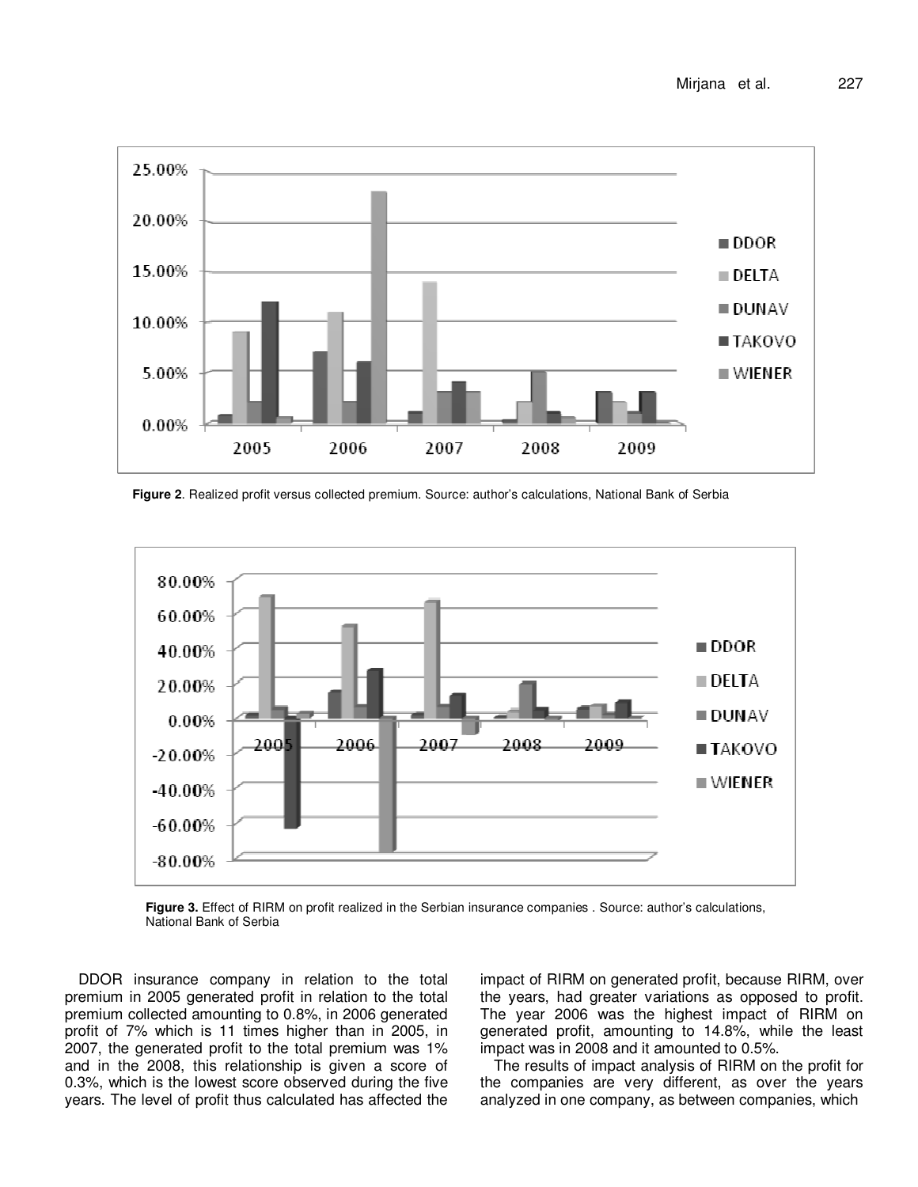**Figure 2**. Realized profit versus collected premium. Source: author's calculations, National Bank of Serbia

**Figure 3.** Effect of RIRM on profit realized in the Serbian insurance companies . Source: author's calculations, National Bank of Serbia

DDOR insurance company in relation to the total premium in 2005 generated profit in relation to the total premium collected amounting to 0.8%, in 2006 generated profit of 7% which is 11 times higher than in 2005, in 2007, the generated profit to the total premium was 1% and in the 2008, this relationship is given a score of 0.3%, which is the lowest score observed during the five years. The level of profit thus calculated has affected the impact of RIRM on generated profit, because RIRM, over the years, had greater variations as opposed to profit. The year 2006 was the highest impact of RIRM on generated profit, amounting to 14.8%, while the least impact was in 2008 and it amounted to 0.5%.

The results of impact analysis of RIRM on the profit for the companies are very different, as over the years analyzed in one company, as between companies, which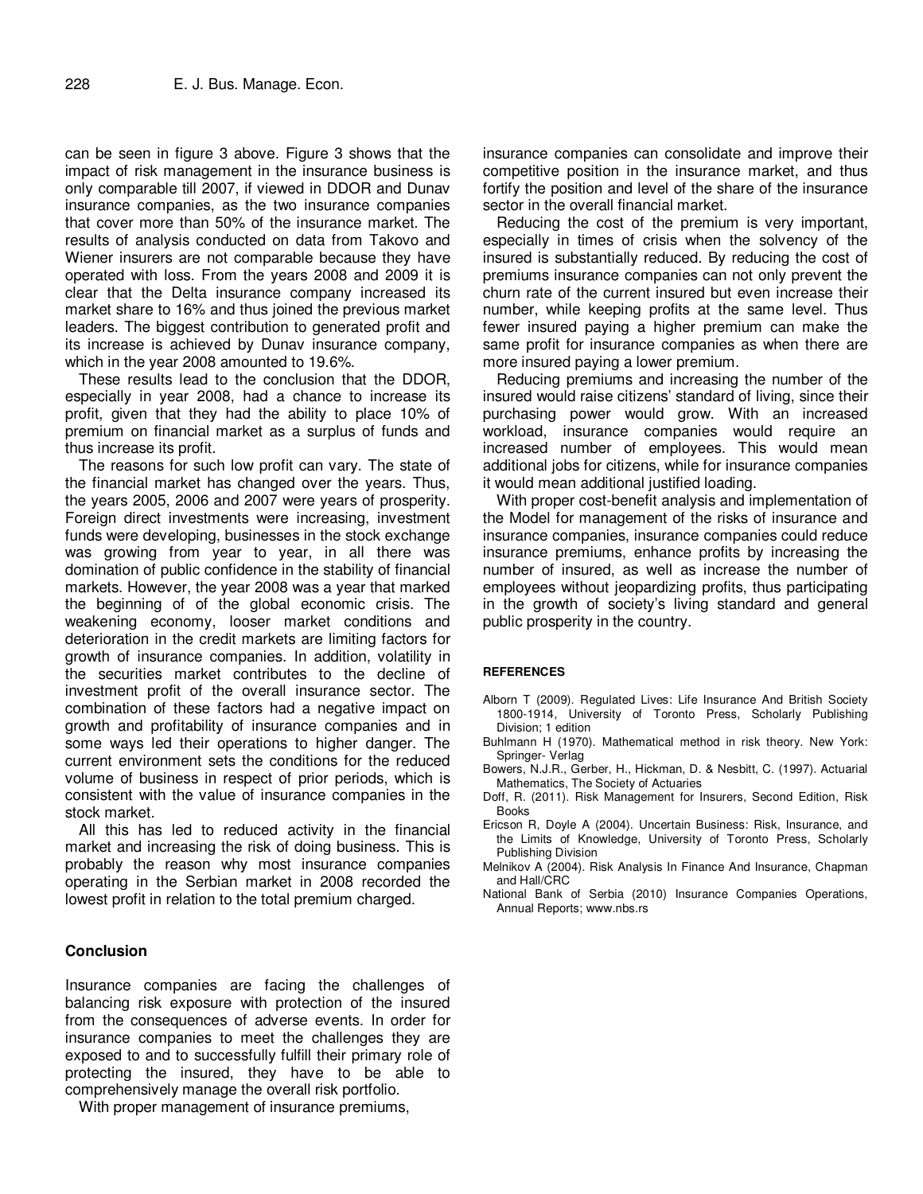can be seen in figure 3 above. Figure 3 shows that the impact of risk management in the insurance business is only comparable till 2007, if viewed in DDOR and Dunav insurance companies, as the two insurance companies that cover more than 50% of the insurance market. The results of analysis conducted on data from Takovo and Wiener insurers are not comparable because they have operated with loss. From the years 2008 and 2009 it is clear that the Delta insurance company increased its market share to 16% and thus joined the previous market leaders. The biggest contribution to generated profit and its increase is achieved by Dunav insurance company, which in the year 2008 amounted to 19.6%.

These results lead to the conclusion that the DDOR, especially in year 2008, had a chance to increase its profit, given that they had the ability to place 10% of premium on financial market as a surplus of funds and thus increase its profit.

The reasons for such low profit can vary. The state of the financial market has changed over the years. Thus, the years 2005, 2006 and 2007 were years of prosperity. Foreign direct investments were increasing, investment funds were developing, businesses in the stock exchange was growing from year to year, in all there was domination of public confidence in the stability of financial markets. However, the year 2008 was a year that marked the beginning of of the global economic crisis. The weakening economy, looser market conditions and deterioration in the credit markets are limiting factors for growth of insurance companies. In addition, volatility in the securities market contributes to the decline of investment profit of the overall insurance sector. The combination of these factors had a negative impact on growth and profitability of insurance companies and in some ways led their operations to higher danger. The current environment sets the conditions for the reduced volume of business in respect of prior periods, which is consistent with the value of insurance companies in the stock market.

All this has led to reduced activity in the financial market and increasing the risk of doing business. This is probably the reason why most insurance companies operating in the Serbian market in 2008 recorded the lowest profit in relation to the total premium charged.

## Conclusion

Insurance companies are facing the challenges of balancing risk exposure with protection of the insured from the consequences of adverse events. In order for insurance companies to meet the challenges they are exposed to and to successfully fulfill their primary role of protecting the insured, they have to be able to comprehensively manage the overall risk portfolio.

With proper management of insurance premiums, insurance companies can consolidate and improve their competitive position in the insurance market, and thus fortify the position and level of the share of the insurance sector in the overall financial market.

Reducing the cost of the premium is very important, especially in times of crisis when the solvency of the insured is substantially reduced. By reducing the cost of premiums insurance companies can not only prevent the churn rate of the current insured but even increase their number, while keeping profits at the same level. Thus fewer insured paying a higher premium can make the same profit for insurance companies as when there are more insured paying a lower premium.

Reducing premiums and increasing the number of the insured would raise citizens' standard of living, since their purchasing power would grow. With an increased workload, insurance companies would require an increased number of employees. This would mean additional jobs for citizens, while for insurance companies it would mean additional justified loading.

With proper cost-benefit analysis and implementation of the Model for management of the risks of insurance and insurance companies, insurance companies could reduce insurance premiums, enhance profits by increasing the number of insured, as well as increase the number of employees without jeopardizing profits, thus participating in the growth of society's living standard and general public prosperity in the country.

## REFERENCES

Alborn T (2009). Regulated Lives: Life Insurance And British Society 1800-1914, University of Toronto Press, Scholarly Publishing Division; 1 edition

Buhlmann H (1970). Mathematical method in risk theory. New York: Springer- Verlag

Bowers, N.J.R., Gerber, H., Hickman, D. & Nesbitt, C. (1997). Actuarial Mathematics, The Society of Actuaries

Doff, R. (2011). Risk Management for Insurers, Second Edition, Risk Books

Ericson R, Doyle A (2004). Uncertain Business: Risk, Insurance, and the Limits of Knowledge, University of Toronto Press, Scholarly Publishing Division

Melnikov A (2004). Risk Analysis In Finance And Insurance, Chapman and Hall/CRC

National Bank of Serbia (2010) Insurance Companies Operations, Annual Reports; www.nbs.rs